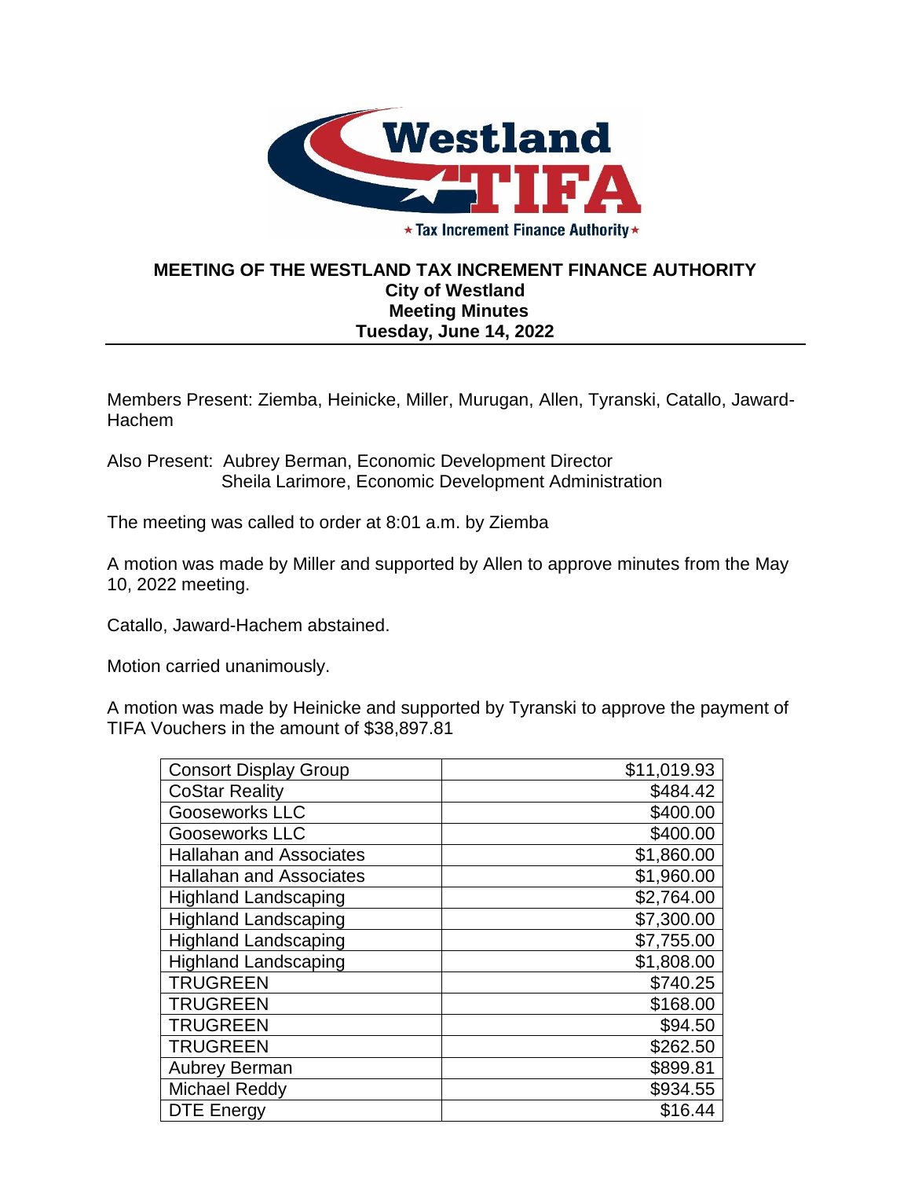# MEETING OF THE WESTLAND TAX INCREMENT FINANCE AUTHORITY

**City of Westland**
**Meeting Minutes**
**Tuesday, June 14, 2022**

---

Members Present: Ziemba, Heinicke, Miller, Murugan, Allen, Tyranski, Catallo, Jaward-Hachem

Also Present: Aubrey Berman, Economic Development Director
Sheila Larimore, Economic Development Administration

The meeting was called to order at 8:01 a.m. by Ziemba

A motion was made by Miller and supported by Allen to approve minutes from the May 10, 2022 meeting.

Catallo, Jaward-Hachem abstained.

Motion carried unanimously.

A motion was made by Heinicke and supported by Tyranski to approve the payment of TIFA Vouchers in the amount of $38,897.81

| | |
|---|---:|
| Consort Display Group | $11,019.93 |
| CoStar Reality | $484.42 |
| Gooseworks LLC | $400.00 |
| Gooseworks LLC | $400.00 |
| Hallahan and Associates | $1,860.00 |
| Hallahan and Associates | $1,960.00 |
| Highland Landscaping | $2,764.00 |
| Highland Landscaping | $7,300.00 |
| Highland Landscaping | $7,755.00 |
| Highland Landscaping | $1,808.00 |
| TRUGREEN | $740.25 |
| TRUGREEN | $168.00 |
| TRUGREEN | $94.50 |
| TRUGREEN | $262.50 |
| Aubrey Berman | $899.81 |
| Michael Reddy | $934.55 |
| DTE Energy | $16.44 |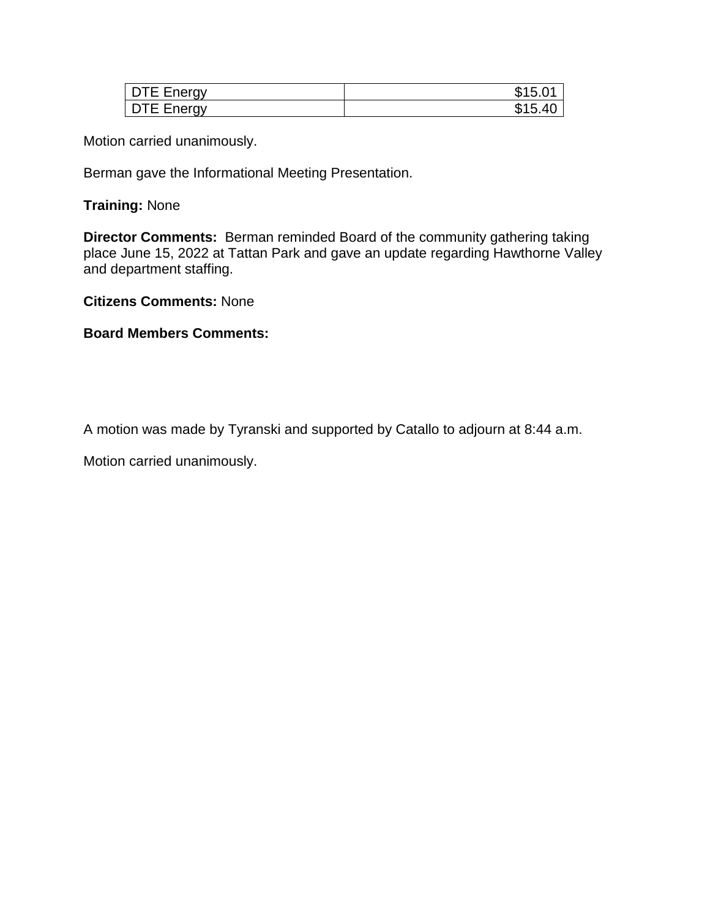| | |
|---|---|
| DTE Energy | $15.01 |
| DTE Energy | $15.40 |

Motion carried unanimously.

Berman gave the Informational Meeting Presentation.

**Training:** None

**Director Comments:** Berman reminded Board of the community gathering taking place June 15, 2022 at Tattan Park and gave an update regarding Hawthorne Valley and department staffing.

**Citizens Comments:** None

**Board Members Comments:**

A motion was made by Tyranski and supported by Catallo to adjourn at 8:44 a.m.

Motion carried unanimously.